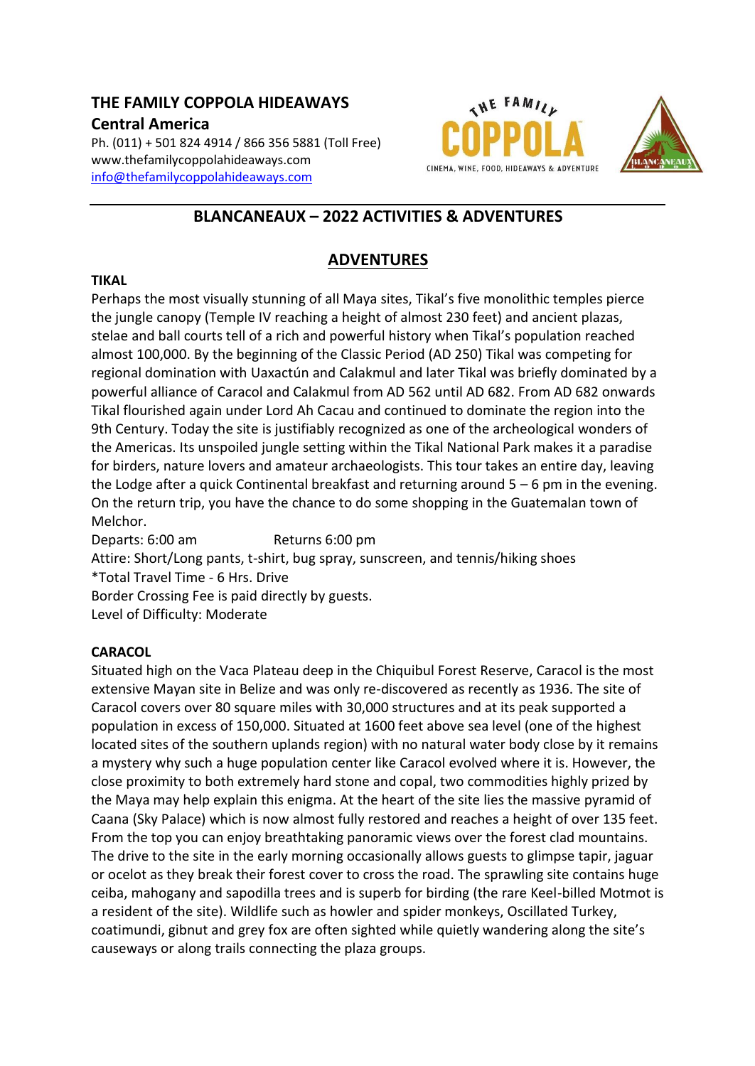**THE FAMILY COPPOLA HIDEAWAYS**
**Central America**
Ph. (011) + 501 824 4914 / 866 356 5881 (Toll Free)
www.thefamilycoppolahideaways.com
info@thefamilycoppolahideaways.com

THE FAMILY COPPOLA
CINEMA, WINE, FOOD, HIDEAWAYS & ADVENTURE

BLANCANEAUX

## BLANCANEAUX – 2022 ACTIVITIES & ADVENTURES

## ADVENTURES

### TIKAL

Perhaps the most visually stunning of all Maya sites, Tikal's five monolithic temples pierce the jungle canopy (Temple IV reaching a height of almost 230 feet) and ancient plazas, stelae and ball courts tell of a rich and powerful history when Tikal's population reached almost 100,000. By the beginning of the Classic Period (AD 250) Tikal was competing for regional domination with Uaxactún and Calakmul and later Tikal was briefly dominated by a powerful alliance of Caracol and Calakmul from AD 562 until AD 682. From AD 682 onwards Tikal flourished again under Lord Ah Cacau and continued to dominate the region into the 9th Century. Today the site is justifiably recognized as one of the archeological wonders of the Americas. Its unspoiled jungle setting within the Tikal National Park makes it a paradise for birders, nature lovers and amateur archaeologists. This tour takes an entire day, leaving the Lodge after a quick Continental breakfast and returning around 5 – 6 pm in the evening. On the return trip, you have the chance to do some shopping in the Guatemalan town of Melchor.

Departs: 6:00 am Returns 6:00 pm
Attire: Short/Long pants, t-shirt, bug spray, sunscreen, and tennis/hiking shoes
*Total Travel Time - 6 Hrs. Drive
Border Crossing Fee is paid directly by guests.
Level of Difficulty: Moderate

### CARACOL

Situated high on the Vaca Plateau deep in the Chiquibul Forest Reserve, Caracol is the most extensive Mayan site in Belize and was only re-discovered as recently as 1936. The site of Caracol covers over 80 square miles with 30,000 structures and at its peak supported a population in excess of 150,000. Situated at 1600 feet above sea level (one of the highest located sites of the southern uplands region) with no natural water body close by it remains a mystery why such a huge population center like Caracol evolved where it is. However, the close proximity to both extremely hard stone and copal, two commodities highly prized by the Maya may help explain this enigma. At the heart of the site lies the massive pyramid of Caana (Sky Palace) which is now almost fully restored and reaches a height of over 135 feet. From the top you can enjoy breathtaking panoramic views over the forest clad mountains. The drive to the site in the early morning occasionally allows guests to glimpse tapir, jaguar or ocelot as they break their forest cover to cross the road. The sprawling site contains huge ceiba, mahogany and sapodilla trees and is superb for birding (the rare Keel-billed Motmot is a resident of the site). Wildlife such as howler and spider monkeys, Oscillated Turkey, coatimundi, gibnut and grey fox are often sighted while quietly wandering along the site's causeways or along trails connecting the plaza groups.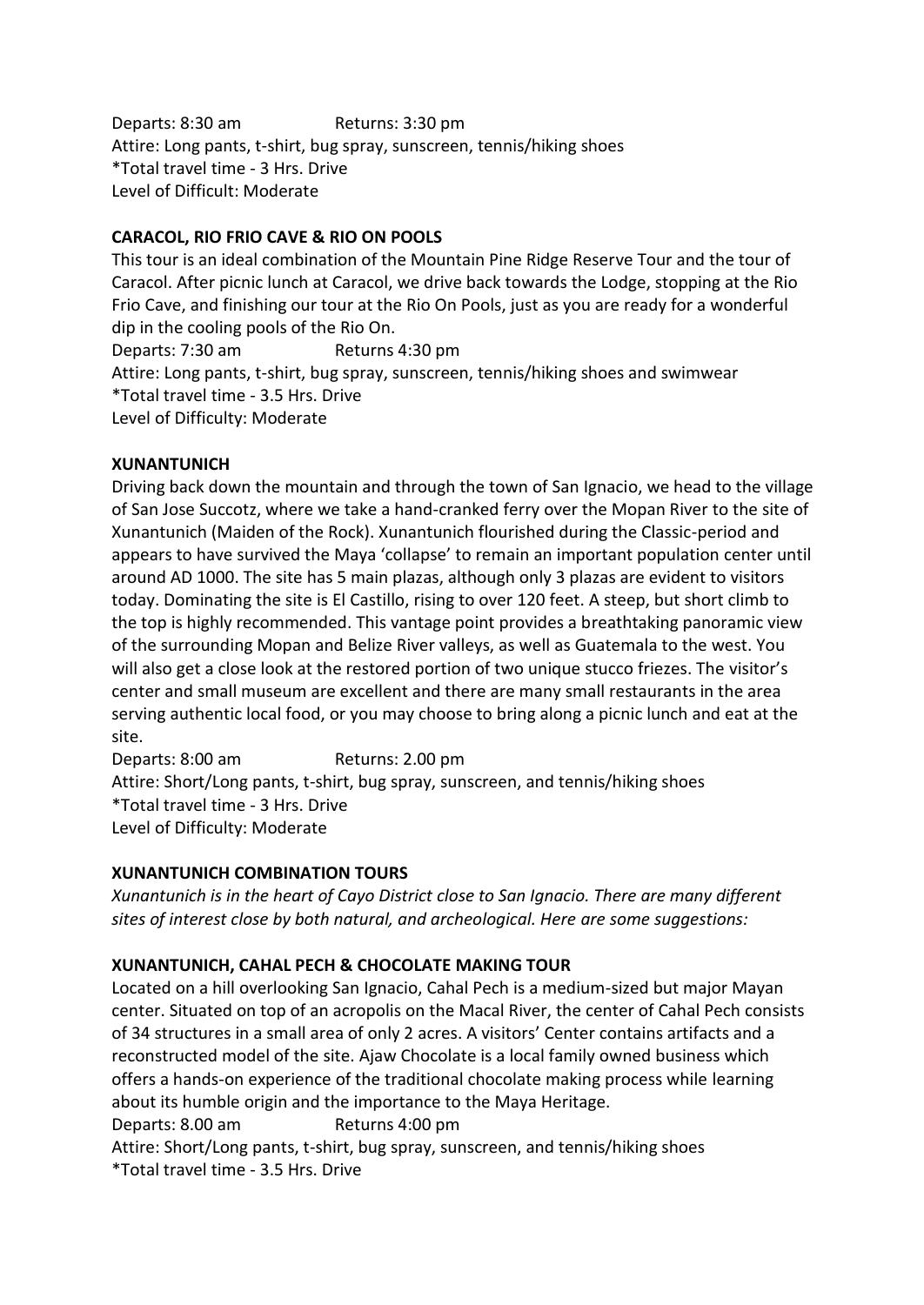Departs: 8:30 am Returns: 3:30 pm
Attire: Long pants, t-shirt, bug spray, sunscreen, tennis/hiking shoes
*Total travel time - 3 Hrs. Drive
Level of Difficult: Moderate

**CARACOL, RIO FRIO CAVE & RIO ON POOLS**

This tour is an ideal combination of the Mountain Pine Ridge Reserve Tour and the tour of Caracol. After picnic lunch at Caracol, we drive back towards the Lodge, stopping at the Rio Frio Cave, and finishing our tour at the Rio On Pools, just as you are ready for a wonderful dip in the cooling pools of the Rio On.

Departs: 7:30 am Returns 4:30 pm
Attire: Long pants, t-shirt, bug spray, sunscreen, tennis/hiking shoes and swimwear
*Total travel time - 3.5 Hrs. Drive
Level of Difficulty: Moderate

**XUNANTUNICH**

Driving back down the mountain and through the town of San Ignacio, we head to the village of San Jose Succotz, where we take a hand-cranked ferry over the Mopan River to the site of Xunantunich (Maiden of the Rock). Xunantunich flourished during the Classic-period and appears to have survived the Maya 'collapse' to remain an important population center until around AD 1000. The site has 5 main plazas, although only 3 plazas are evident to visitors today. Dominating the site is El Castillo, rising to over 120 feet. A steep, but short climb to the top is highly recommended. This vantage point provides a breathtaking panoramic view of the surrounding Mopan and Belize River valleys, as well as Guatemala to the west. You will also get a close look at the restored portion of two unique stucco friezes. The visitor's center and small museum are excellent and there are many small restaurants in the area serving authentic local food, or you may choose to bring along a picnic lunch and eat at the site.

Departs: 8:00 am Returns: 2.00 pm
Attire: Short/Long pants, t-shirt, bug spray, sunscreen, and tennis/hiking shoes
*Total travel time - 3 Hrs. Drive
Level of Difficulty: Moderate

**XUNANTUNICH COMBINATION TOURS**

*Xunantunich is in the heart of Cayo District close to San Ignacio. There are many different sites of interest close by both natural, and archeological. Here are some suggestions:*

**XUNANTUNICH, CAHAL PECH & CHOCOLATE MAKING TOUR**

Located on a hill overlooking San Ignacio, Cahal Pech is a medium-sized but major Mayan center. Situated on top of an acropolis on the Macal River, the center of Cahal Pech consists of 34 structures in a small area of only 2 acres. A visitors' Center contains artifacts and a reconstructed model of the site. Ajaw Chocolate is a local family owned business which offers a hands-on experience of the traditional chocolate making process while learning about its humble origin and the importance to the Maya Heritage.

Departs: 8.00 am Returns 4:00 pm
Attire: Short/Long pants, t-shirt, bug spray, sunscreen, and tennis/hiking shoes
*Total travel time - 3.5 Hrs. Drive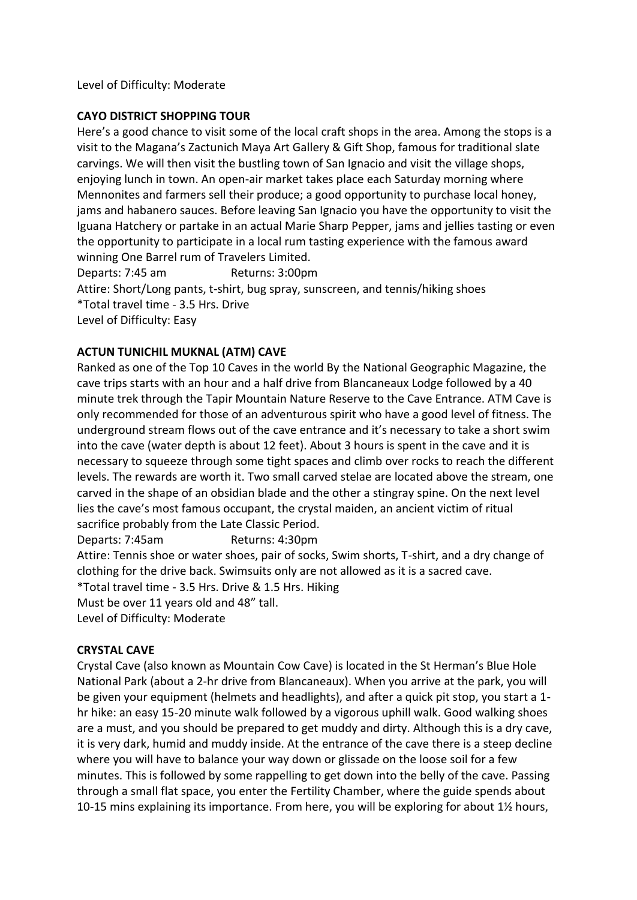Level of Difficulty: Moderate

**CAYO DISTRICT SHOPPING TOUR**

Here's a good chance to visit some of the local craft shops in the area. Among the stops is a visit to the Magana's Zactunich Maya Art Gallery & Gift Shop, famous for traditional slate carvings. We will then visit the bustling town of San Ignacio and visit the village shops, enjoying lunch in town. An open-air market takes place each Saturday morning where Mennonites and farmers sell their produce; a good opportunity to purchase local honey, jams and habanero sauces. Before leaving San Ignacio you have the opportunity to visit the Iguana Hatchery or partake in an actual Marie Sharp Pepper, jams and jellies tasting or even the opportunity to participate in a local rum tasting experience with the famous award winning One Barrel rum of Travelers Limited.

Departs: 7:45 am Returns: 3:00pm

Attire: Short/Long pants, t-shirt, bug spray, sunscreen, and tennis/hiking shoes

*Total travel time - 3.5 Hrs. Drive

Level of Difficulty: Easy

**ACTUN TUNICHIL MUKNAL (ATM) CAVE**

Ranked as one of the Top 10 Caves in the world By the National Geographic Magazine, the cave trips starts with an hour and a half drive from Blancaneaux Lodge followed by a 40 minute trek through the Tapir Mountain Nature Reserve to the Cave Entrance. ATM Cave is only recommended for those of an adventurous spirit who have a good level of fitness. The underground stream flows out of the cave entrance and it's necessary to take a short swim into the cave (water depth is about 12 feet). About 3 hours is spent in the cave and it is necessary to squeeze through some tight spaces and climb over rocks to reach the different levels. The rewards are worth it. Two small carved stelae are located above the stream, one carved in the shape of an obsidian blade and the other a stingray spine. On the next level lies the cave's most famous occupant, the crystal maiden, an ancient victim of ritual sacrifice probably from the Late Classic Period.

Departs: 7:45am Returns: 4:30pm

Attire: Tennis shoe or water shoes, pair of socks, Swim shorts, T-shirt, and a dry change of clothing for the drive back. Swimsuits only are not allowed as it is a sacred cave.

*Total travel time - 3.5 Hrs. Drive & 1.5 Hrs. Hiking

Must be over 11 years old and 48" tall.

Level of Difficulty: Moderate

**CRYSTAL CAVE**

Crystal Cave (also known as Mountain Cow Cave) is located in the St Herman's Blue Hole National Park (about a 2-hr drive from Blancaneaux). When you arrive at the park, you will be given your equipment (helmets and headlights), and after a quick pit stop, you start a 1-hr hike: an easy 15-20 minute walk followed by a vigorous uphill walk. Good walking shoes are a must, and you should be prepared to get muddy and dirty. Although this is a dry cave, it is very dark, humid and muddy inside. At the entrance of the cave there is a steep decline where you will have to balance your way down or glissade on the loose soil for a few minutes. This is followed by some rappelling to get down into the belly of the cave. Passing through a small flat space, you enter the Fertility Chamber, where the guide spends about 10-15 mins explaining its importance. From here, you will be exploring for about 1½ hours,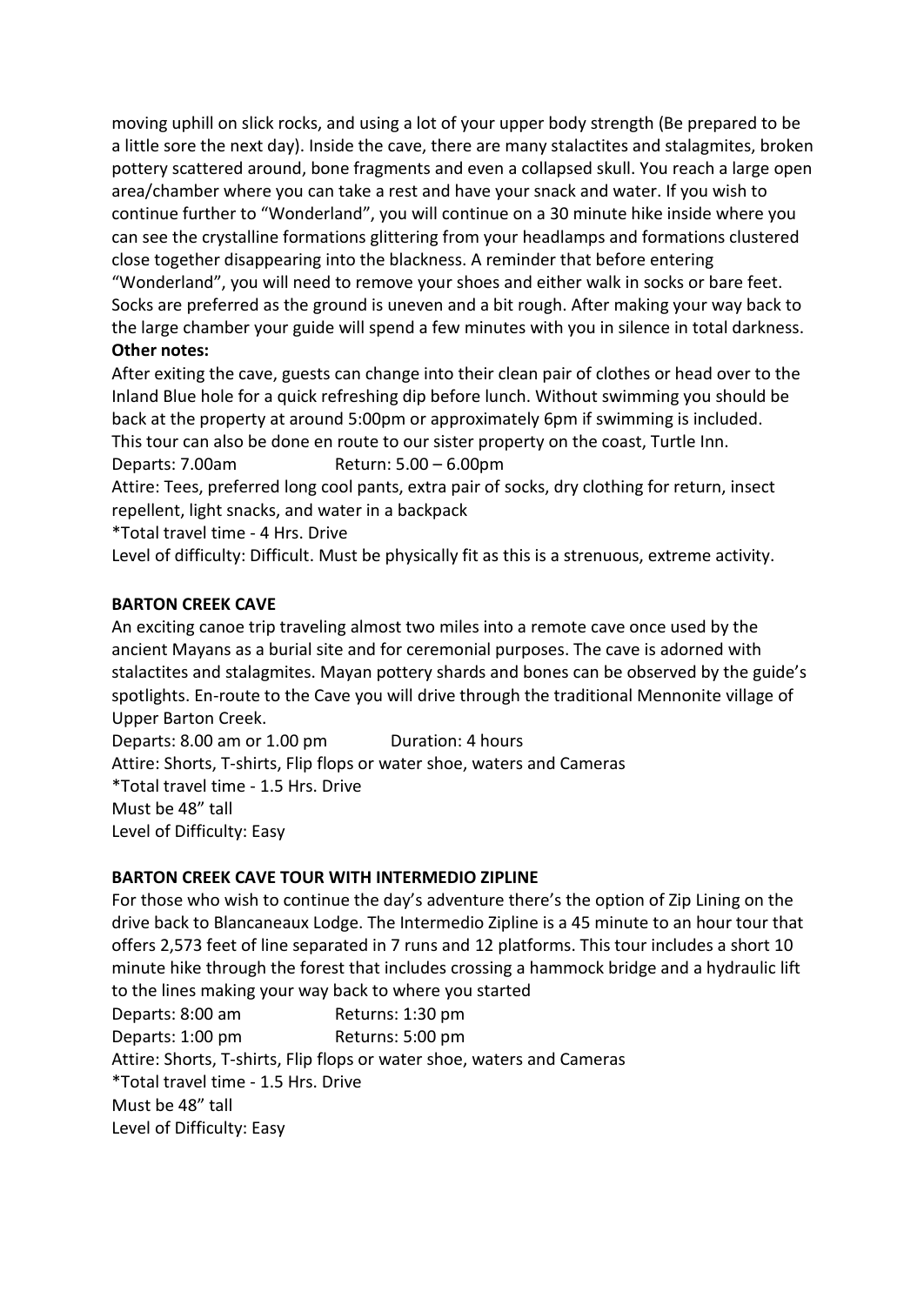moving uphill on slick rocks, and using a lot of your upper body strength (Be prepared to be a little sore the next day). Inside the cave, there are many stalactites and stalagmites, broken pottery scattered around, bone fragments and even a collapsed skull. You reach a large open area/chamber where you can take a rest and have your snack and water. If you wish to continue further to "Wonderland", you will continue on a 30 minute hike inside where you can see the crystalline formations glittering from your headlamps and formations clustered close together disappearing into the blackness. A reminder that before entering "Wonderland", you will need to remove your shoes and either walk in socks or bare feet. Socks are preferred as the ground is uneven and a bit rough. After making your way back to the large chamber your guide will spend a few minutes with you in silence in total darkness.

**Other notes:**

After exiting the cave, guests can change into their clean pair of clothes or head over to the Inland Blue hole for a quick refreshing dip before lunch. Without swimming you should be back at the property at around 5:00pm or approximately 6pm if swimming is included. This tour can also be done en route to our sister property on the coast, Turtle Inn.

Departs: 7.00am Return: 5.00 – 6.00pm

Attire: Tees, preferred long cool pants, extra pair of socks, dry clothing for return, insect repellent, light snacks, and water in a backpack

*Total travel time - 4 Hrs. Drive

Level of difficulty: Difficult. Must be physically fit as this is a strenuous, extreme activity.

**BARTON CREEK CAVE**

An exciting canoe trip traveling almost two miles into a remote cave once used by the ancient Mayans as a burial site and for ceremonial purposes. The cave is adorned with stalactites and stalagmites. Mayan pottery shards and bones can be observed by the guide's spotlights. En-route to the Cave you will drive through the traditional Mennonite village of Upper Barton Creek.

Departs: 8.00 am or 1.00 pm Duration: 4 hours

Attire: Shorts, T-shirts, Flip flops or water shoe, waters and Cameras

*Total travel time - 1.5 Hrs. Drive

Must be 48" tall

Level of Difficulty: Easy

**BARTON CREEK CAVE TOUR WITH INTERMEDIO ZIPLINE**

For those who wish to continue the day's adventure there's the option of Zip Lining on the drive back to Blancaneaux Lodge. The Intermedio Zipline is a 45 minute to an hour tour that offers 2,573 feet of line separated in 7 runs and 12 platforms. This tour includes a short 10 minute hike through the forest that includes crossing a hammock bridge and a hydraulic lift to the lines making your way back to where you started

Departs: 8:00 am Returns: 1:30 pm

Departs: 1:00 pm Returns: 5:00 pm

Attire: Shorts, T-shirts, Flip flops or water shoe, waters and Cameras

*Total travel time - 1.5 Hrs. Drive

Must be 48" tall

Level of Difficulty: Easy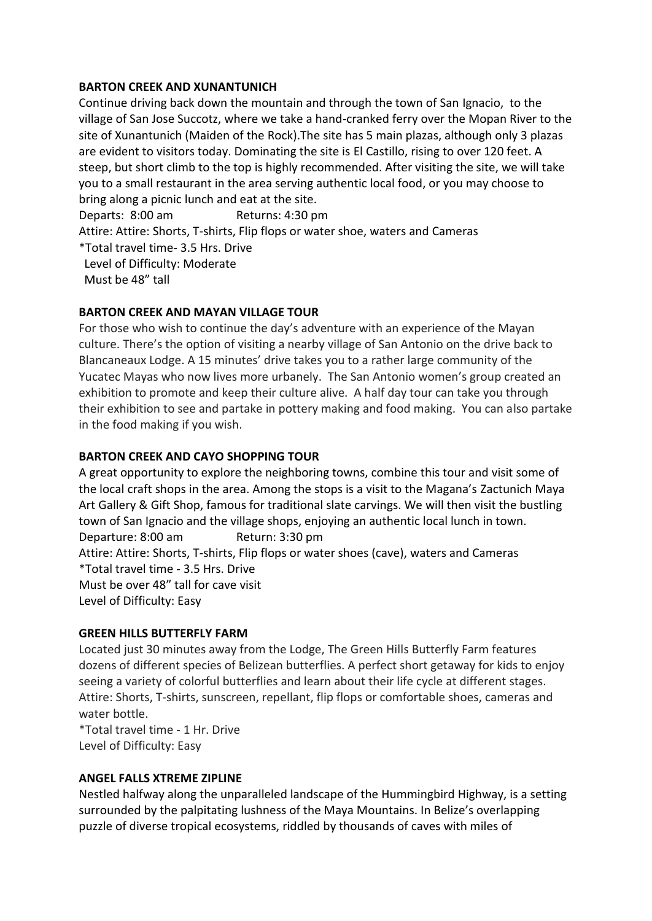### BARTON CREEK AND XUNANTUNICH

Continue driving back down the mountain and through the town of San Ignacio, to the village of San Jose Succotz, where we take a hand-cranked ferry over the Mopan River to the site of Xunantunich (Maiden of the Rock).The site has 5 main plazas, although only 3 plazas are evident to visitors today. Dominating the site is El Castillo, rising to over 120 feet. A steep, but short climb to the top is highly recommended. After visiting the site, we will take you to a small restaurant in the area serving authentic local food, or you may choose to bring along a picnic lunch and eat at the site.

Departs: 8:00 am Returns: 4:30 pm

Attire: Attire: Shorts, T-shirts, Flip flops or water shoe, waters and Cameras

*Total travel time- 3.5 Hrs. Drive

Level of Difficulty: Moderate

Must be 48" tall

### BARTON CREEK AND MAYAN VILLAGE TOUR

For those who wish to continue the day's adventure with an experience of the Mayan culture. There's the option of visiting a nearby village of San Antonio on the drive back to Blancaneaux Lodge. A 15 minutes' drive takes you to a rather large community of the Yucatec Mayas who now lives more urbanely. The San Antonio women's group created an exhibition to promote and keep their culture alive. A half day tour can take you through their exhibition to see and partake in pottery making and food making. You can also partake in the food making if you wish.

### BARTON CREEK AND CAYO SHOPPING TOUR

A great opportunity to explore the neighboring towns, combine this tour and visit some of the local craft shops in the area. Among the stops is a visit to the Magana's Zactunich Maya Art Gallery & Gift Shop, famous for traditional slate carvings. We will then visit the bustling town of San Ignacio and the village shops, enjoying an authentic local lunch in town.

Departure: 8:00 am Return: 3:30 pm

Attire: Attire: Shorts, T-shirts, Flip flops or water shoes (cave), waters and Cameras

*Total travel time - 3.5 Hrs. Drive

Must be over 48" tall for cave visit

Level of Difficulty: Easy

### GREEN HILLS BUTTERFLY FARM

Located just 30 minutes away from the Lodge, The Green Hills Butterfly Farm features dozens of different species of Belizean butterflies. A perfect short getaway for kids to enjoy seeing a variety of colorful butterflies and learn about their life cycle at different stages.

Attire: Shorts, T-shirts, sunscreen, repellant, flip flops or comfortable shoes, cameras and water bottle.

*Total travel time - 1 Hr. Drive

Level of Difficulty: Easy

### ANGEL FALLS XTREME ZIPLINE

Nestled halfway along the unparalleled landscape of the Hummingbird Highway, is a setting surrounded by the palpitating lushness of the Maya Mountains. In Belize's overlapping puzzle of diverse tropical ecosystems, riddled by thousands of caves with miles of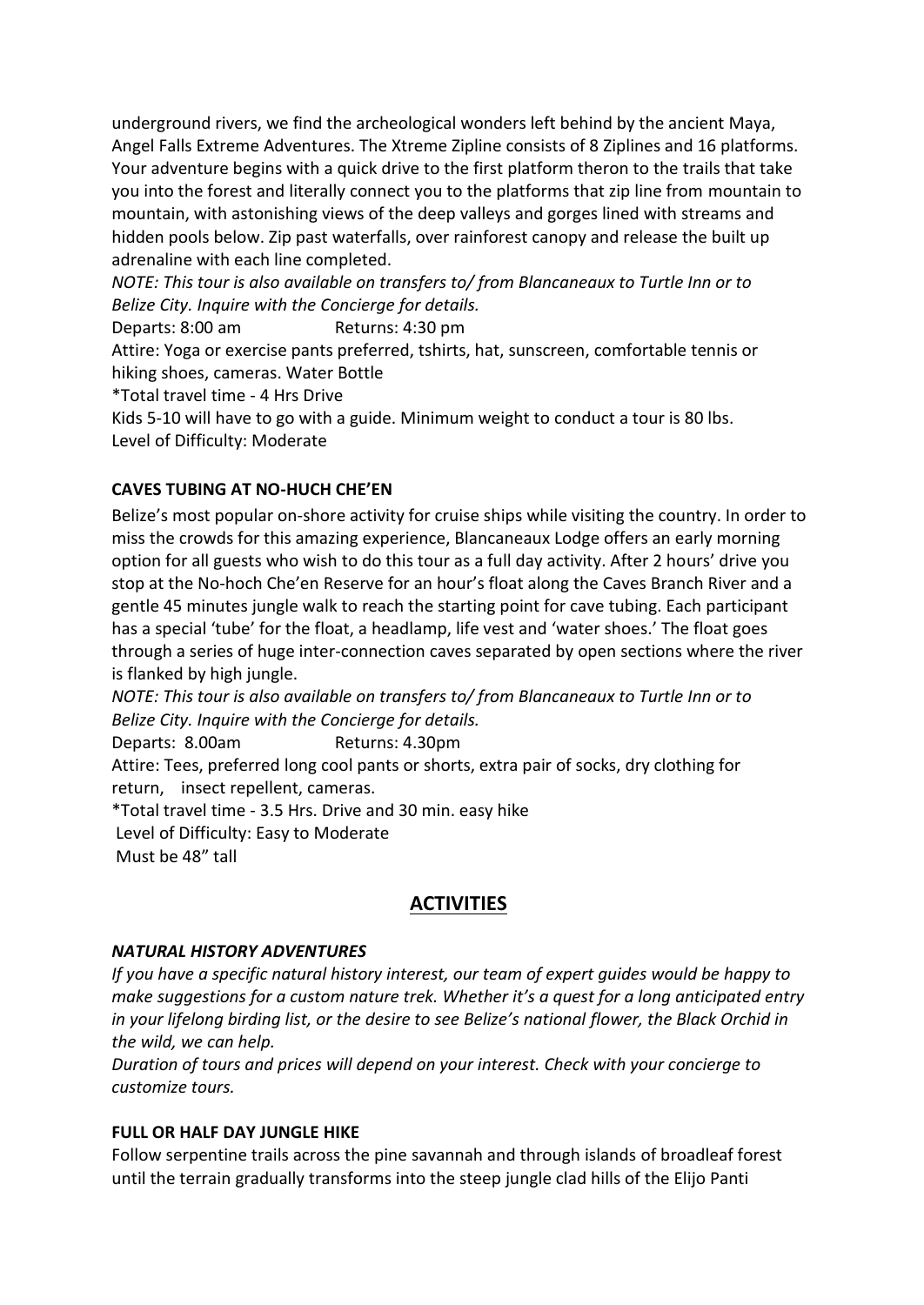underground rivers, we find the archeological wonders left behind by the ancient Maya, Angel Falls Extreme Adventures. The Xtreme Zipline consists of 8 Ziplines and 16 platforms. Your adventure begins with a quick drive to the first platform theron to the trails that take you into the forest and literally connect you to the platforms that zip line from mountain to mountain, with astonishing views of the deep valleys and gorges lined with streams and hidden pools below. Zip past waterfalls, over rainforest canopy and release the built up adrenaline with each line completed.

*NOTE: This tour is also available on transfers to/ from Blancaneaux to Turtle Inn or to Belize City. Inquire with the Concierge for details.*

Departs: 8:00 am Returns: 4:30 pm

Attire: Yoga or exercise pants preferred, tshirts, hat, sunscreen, comfortable tennis or hiking shoes, cameras. Water Bottle

*Total travel time - 4 Hrs Drive

Kids 5-10 will have to go with a guide. Minimum weight to conduct a tour is 80 lbs.

Level of Difficulty: Moderate

**CAVES TUBING AT NO-HUCH CHE'EN**

Belize's most popular on-shore activity for cruise ships while visiting the country. In order to miss the crowds for this amazing experience, Blancaneaux Lodge offers an early morning option for all guests who wish to do this tour as a full day activity. After 2 hours' drive you stop at the No-hoch Che'en Reserve for an hour's float along the Caves Branch River and a gentle 45 minutes jungle walk to reach the starting point for cave tubing. Each participant has a special 'tube' for the float, a headlamp, life vest and 'water shoes.' The float goes through a series of huge inter-connection caves separated by open sections where the river is flanked by high jungle.

*NOTE: This tour is also available on transfers to/ from Blancaneaux to Turtle Inn or to Belize City. Inquire with the Concierge for details.*

Departs: 8.00am Returns: 4.30pm

Attire: Tees, preferred long cool pants or shorts, extra pair of socks, dry clothing for return, insect repellent, cameras.

*Total travel time - 3.5 Hrs. Drive and 30 min. easy hike

Level of Difficulty: Easy to Moderate

Must be 48" tall

## ACTIVITIES

***NATURAL HISTORY ADVENTURES***

*If you have a specific natural history interest, our team of expert guides would be happy to make suggestions for a custom nature trek. Whether it's a quest for a long anticipated entry in your lifelong birding list, or the desire to see Belize's national flower, the Black Orchid in the wild, we can help.*

*Duration of tours and prices will depend on your interest. Check with your concierge to customize tours.*

**FULL OR HALF DAY JUNGLE HIKE**

Follow serpentine trails across the pine savannah and through islands of broadleaf forest until the terrain gradually transforms into the steep jungle clad hills of the Elijo Panti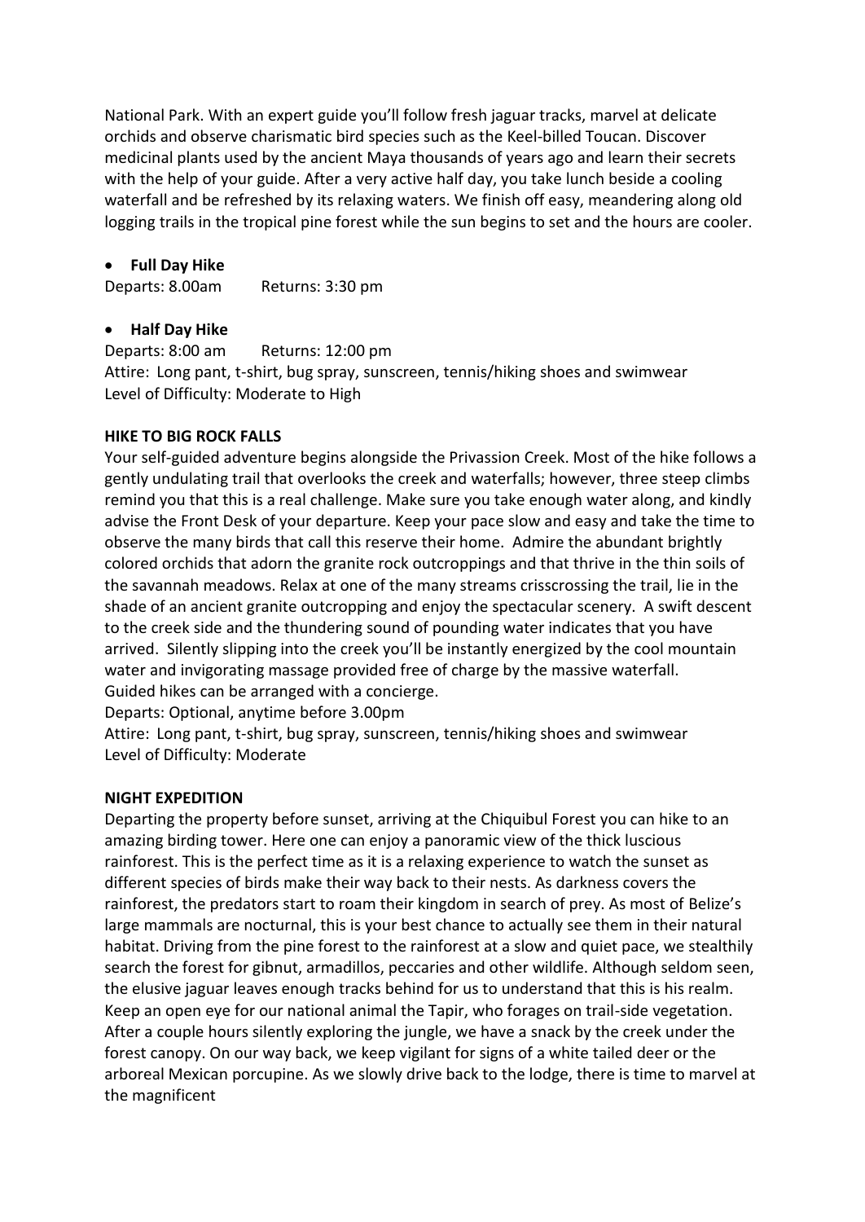National Park. With an expert guide you'll follow fresh jaguar tracks, marvel at delicate orchids and observe charismatic bird species such as the Keel-billed Toucan. Discover medicinal plants used by the ancient Maya thousands of years ago and learn their secrets with the help of your guide. After a very active half day, you take lunch beside a cooling waterfall and be refreshed by its relaxing waters. We finish off easy, meandering along old logging trails in the tropical pine forest while the sun begins to set and the hours are cooler.

- **Full Day Hike**

Departs: 8.00am Returns: 3:30 pm

- **Half Day Hike**

Departs: 8:00 am Returns: 12:00 pm
Attire: Long pant, t-shirt, bug spray, sunscreen, tennis/hiking shoes and swimwear
Level of Difficulty: Moderate to High

**HIKE TO BIG ROCK FALLS**

Your self-guided adventure begins alongside the Privassion Creek. Most of the hike follows a gently undulating trail that overlooks the creek and waterfalls; however, three steep climbs remind you that this is a real challenge. Make sure you take enough water along, and kindly advise the Front Desk of your departure. Keep your pace slow and easy and take the time to observe the many birds that call this reserve their home. Admire the abundant brightly colored orchids that adorn the granite rock outcroppings and that thrive in the thin soils of the savannah meadows. Relax at one of the many streams crisscrossing the trail, lie in the shade of an ancient granite outcropping and enjoy the spectacular scenery. A swift descent to the creek side and the thundering sound of pounding water indicates that you have arrived. Silently slipping into the creek you'll be instantly energized by the cool mountain water and invigorating massage provided free of charge by the massive waterfall.
Guided hikes can be arranged with a concierge.
Departs: Optional, anytime before 3.00pm
Attire: Long pant, t-shirt, bug spray, sunscreen, tennis/hiking shoes and swimwear
Level of Difficulty: Moderate

**NIGHT EXPEDITION**

Departing the property before sunset, arriving at the Chiquibul Forest you can hike to an amazing birding tower. Here one can enjoy a panoramic view of the thick luscious rainforest. This is the perfect time as it is a relaxing experience to watch the sunset as different species of birds make their way back to their nests. As darkness covers the rainforest, the predators start to roam their kingdom in search of prey. As most of Belize's large mammals are nocturnal, this is your best chance to actually see them in their natural habitat. Driving from the pine forest to the rainforest at a slow and quiet pace, we stealthily search the forest for gibnut, armadillos, peccaries and other wildlife. Although seldom seen, the elusive jaguar leaves enough tracks behind for us to understand that this is his realm. Keep an open eye for our national animal the Tapir, who forages on trail-side vegetation. After a couple hours silently exploring the jungle, we have a snack by the creek under the forest canopy. On our way back, we keep vigilant for signs of a white tailed deer or the arboreal Mexican porcupine. As we slowly drive back to the lodge, there is time to marvel at the magnificent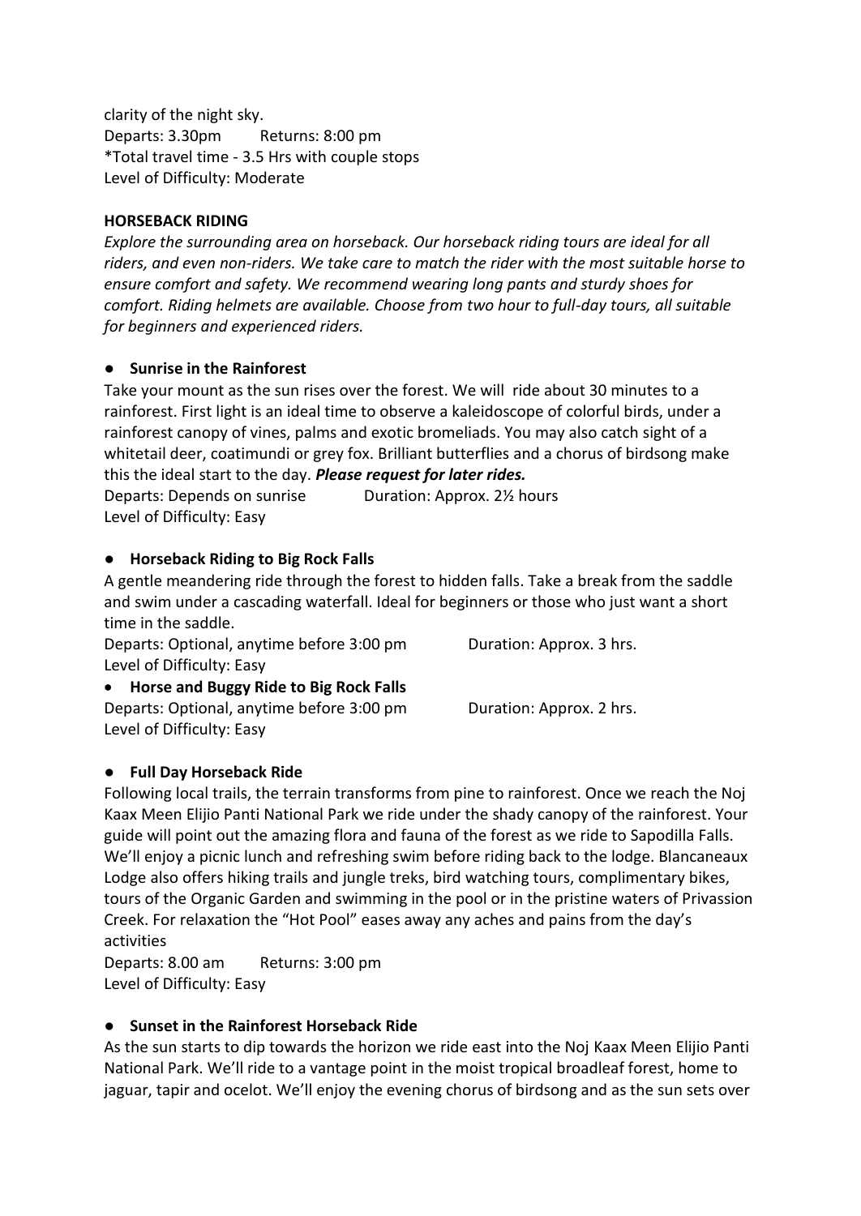clarity of the night sky.
Departs: 3.30pm Returns: 8:00 pm
*Total travel time - 3.5 Hrs with couple stops
Level of Difficulty: Moderate

**HORSEBACK RIDING**

*Explore the surrounding area on horseback. Our horseback riding tours are ideal for all riders, and even non-riders. We take care to match the rider with the most suitable horse to ensure comfort and safety. We recommend wearing long pants and sturdy shoes for comfort. Riding helmets are available. Choose from two hour to full-day tours, all suitable for beginners and experienced riders.*

- **Sunrise in the Rainforest**

Take your mount as the sun rises over the forest. We will ride about 30 minutes to a rainforest. First light is an ideal time to observe a kaleidoscope of colorful birds, under a rainforest canopy of vines, palms and exotic bromeliads. You may also catch sight of a whitetail deer, coatimundi or grey fox. Brilliant butterflies and a chorus of birdsong make this the ideal start to the day. ***Please request for later rides.***
Departs: Depends on sunrise Duration: Approx. 2½ hours
Level of Difficulty: Easy

- **Horseback Riding to Big Rock Falls**

A gentle meandering ride through the forest to hidden falls. Take a break from the saddle and swim under a cascading waterfall. Ideal for beginners or those who just want a short time in the saddle.
Departs: Optional, anytime before 3:00 pm Duration: Approx. 3 hrs.
Level of Difficulty: Easy

- **Horse and Buggy Ride to Big Rock Falls**

Departs: Optional, anytime before 3:00 pm Duration: Approx. 2 hrs.
Level of Difficulty: Easy

- **Full Day Horseback Ride**

Following local trails, the terrain transforms from pine to rainforest. Once we reach the Noj Kaax Meen Elijio Panti National Park we ride under the shady canopy of the rainforest. Your guide will point out the amazing flora and fauna of the forest as we ride to Sapodilla Falls. We'll enjoy a picnic lunch and refreshing swim before riding back to the lodge. Blancaneaux Lodge also offers hiking trails and jungle treks, bird watching tours, complimentary bikes, tours of the Organic Garden and swimming in the pool or in the pristine waters of Privassion Creek. For relaxation the "Hot Pool" eases away any aches and pains from the day's activities
Departs: 8.00 am Returns: 3:00 pm
Level of Difficulty: Easy

- **Sunset in the Rainforest Horseback Ride**

As the sun starts to dip towards the horizon we ride east into the Noj Kaax Meen Elijio Panti National Park. We'll ride to a vantage point in the moist tropical broadleaf forest, home to jaguar, tapir and ocelot. We'll enjoy the evening chorus of birdsong and as the sun sets over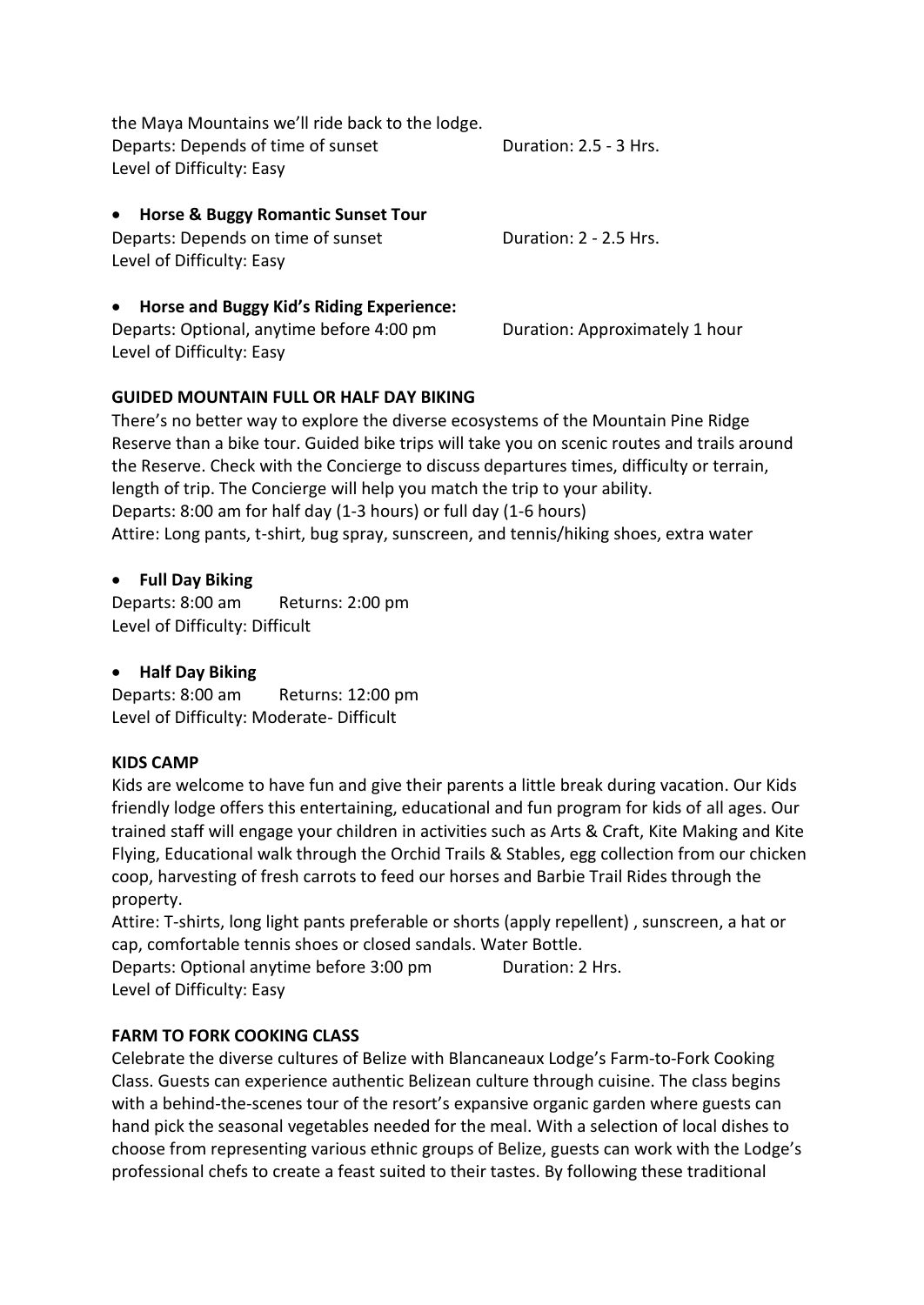the Maya Mountains we'll ride back to the lodge.
Departs: Depends of time of sunset Duration: 2.5 - 3 Hrs.
Level of Difficulty: Easy

- **Horse & Buggy Romantic Sunset Tour**

Departs: Depends on time of sunset Duration: 2 - 2.5 Hrs.
Level of Difficulty: Easy

- **Horse and Buggy Kid's Riding Experience:**

Departs: Optional, anytime before 4:00 pm Duration: Approximately 1 hour
Level of Difficulty: Easy

**GUIDED MOUNTAIN FULL OR HALF DAY BIKING**

There's no better way to explore the diverse ecosystems of the Mountain Pine Ridge Reserve than a bike tour. Guided bike trips will take you on scenic routes and trails around the Reserve. Check with the Concierge to discuss departures times, difficulty or terrain, length of trip. The Concierge will help you match the trip to your ability.
Departs: 8:00 am for half day (1-3 hours) or full day (1-6 hours)
Attire: Long pants, t-shirt, bug spray, sunscreen, and tennis/hiking shoes, extra water

- **Full Day Biking**

Departs: 8:00 am Returns: 2:00 pm
Level of Difficulty: Difficult

- **Half Day Biking**

Departs: 8:00 am Returns: 12:00 pm
Level of Difficulty: Moderate- Difficult

**KIDS CAMP**

Kids are welcome to have fun and give their parents a little break during vacation. Our Kids friendly lodge offers this entertaining, educational and fun program for kids of all ages. Our trained staff will engage your children in activities such as Arts & Craft, Kite Making and Kite Flying, Educational walk through the Orchid Trails & Stables, egg collection from our chicken coop, harvesting of fresh carrots to feed our horses and Barbie Trail Rides through the property.
Attire: T-shirts, long light pants preferable or shorts (apply repellent) , sunscreen, a hat or cap, comfortable tennis shoes or closed sandals. Water Bottle.
Departs: Optional anytime before 3:00 pm Duration: 2 Hrs.
Level of Difficulty: Easy

**FARM TO FORK COOKING CLASS**

Celebrate the diverse cultures of Belize with Blancaneaux Lodge's Farm-to-Fork Cooking Class. Guests can experience authentic Belizean culture through cuisine. The class begins with a behind-the-scenes tour of the resort's expansive organic garden where guests can hand pick the seasonal vegetables needed for the meal. With a selection of local dishes to choose from representing various ethnic groups of Belize, guests can work with the Lodge's professional chefs to create a feast suited to their tastes. By following these traditional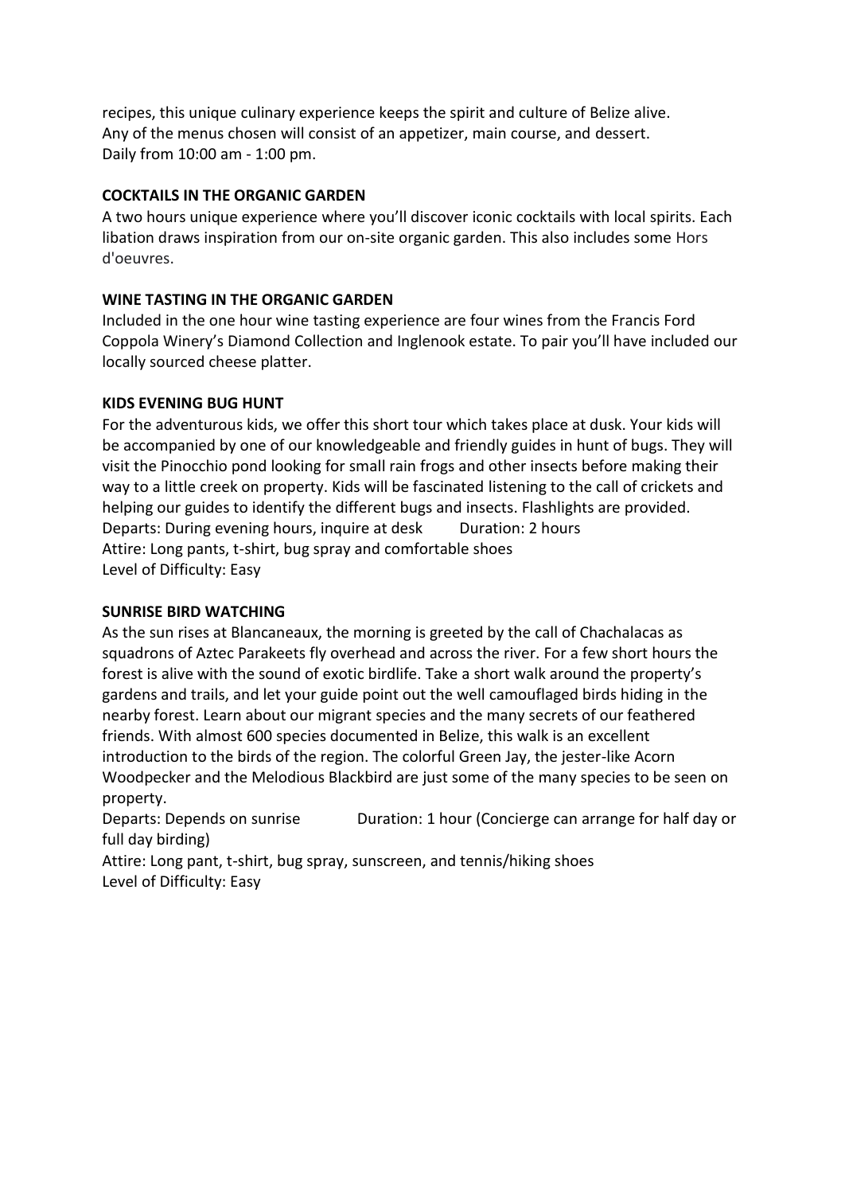recipes, this unique culinary experience keeps the spirit and culture of Belize alive. Any of the menus chosen will consist of an appetizer, main course, and dessert. Daily from 10:00 am - 1:00 pm.

**COCKTAILS IN THE ORGANIC GARDEN**

A two hours unique experience where you'll discover iconic cocktails with local spirits. Each libation draws inspiration from our on-site organic garden. This also includes some Hors d'oeuvres.

**WINE TASTING IN THE ORGANIC GARDEN**

Included in the one hour wine tasting experience are four wines from the Francis Ford Coppola Winery's Diamond Collection and Inglenook estate. To pair you'll have included our locally sourced cheese platter.

**KIDS EVENING BUG HUNT**

For the adventurous kids, we offer this short tour which takes place at dusk. Your kids will be accompanied by one of our knowledgeable and friendly guides in hunt of bugs. They will visit the Pinocchio pond looking for small rain frogs and other insects before making their way to a little creek on property. Kids will be fascinated listening to the call of crickets and helping our guides to identify the different bugs and insects. Flashlights are provided.
Departs: During evening hours, inquire at desk   Duration: 2 hours
Attire: Long pants, t-shirt, bug spray and comfortable shoes
Level of Difficulty: Easy

**SUNRISE BIRD WATCHING**

As the sun rises at Blancaneaux, the morning is greeted by the call of Chachalacas as squadrons of Aztec Parakeets fly overhead and across the river. For a few short hours the forest is alive with the sound of exotic birdlife. Take a short walk around the property's gardens and trails, and let your guide point out the well camouflaged birds hiding in the nearby forest. Learn about our migrant species and the many secrets of our feathered friends. With almost 600 species documented in Belize, this walk is an excellent introduction to the birds of the region. The colorful Green Jay, the jester-like Acorn Woodpecker and the Melodious Blackbird are just some of the many species to be seen on property.
Departs: Depends on sunrise   Duration: 1 hour (Concierge can arrange for half day or full day birding)
Attire: Long pant, t-shirt, bug spray, sunscreen, and tennis/hiking shoes
Level of Difficulty: Easy